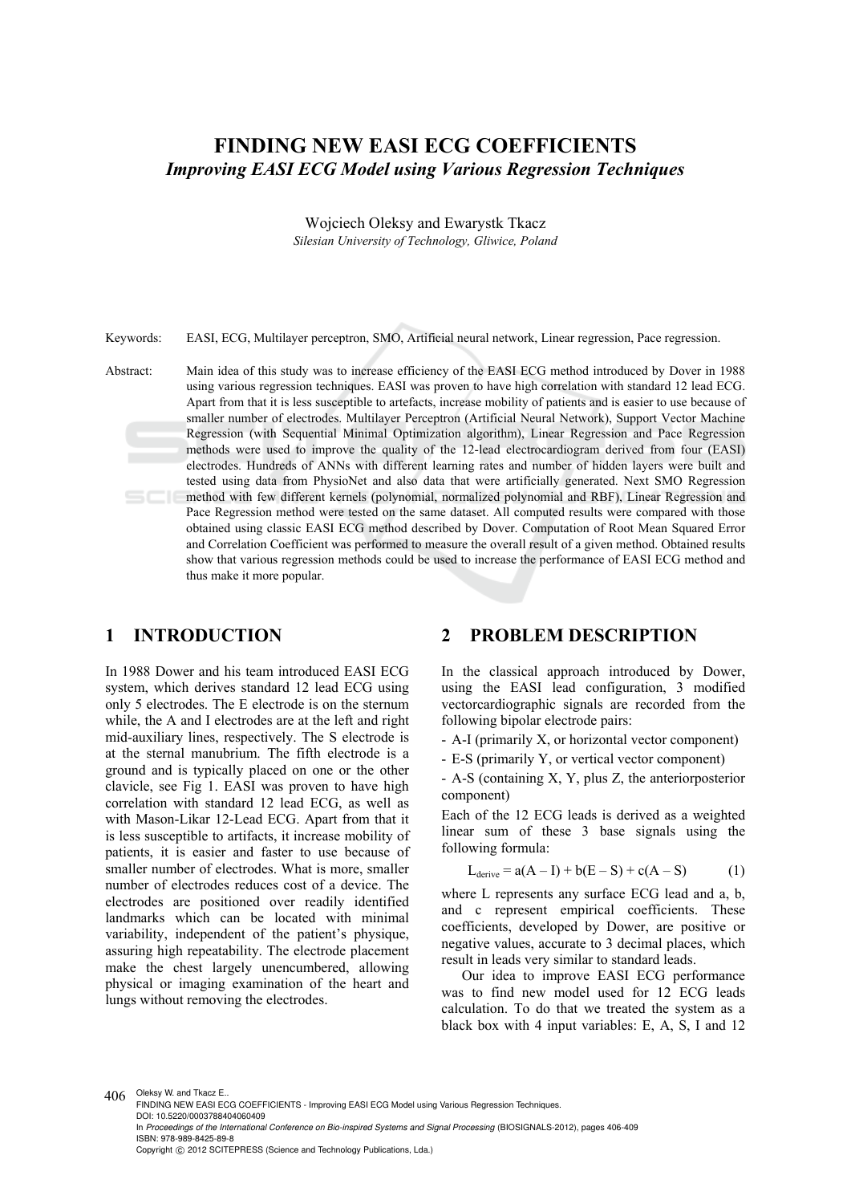# FINDING NEW EASI ECG COEFFICIENTS

## *Improving EASI ECG Model using Various Regression Techniques*

Wojciech Oleksy and Ewarystk Tkacz

*Silesian University of Technology, Gliwice, Poland*

Keywords: EASI, ECG, Multilayer perceptron, SMO, Artificial neural network, Linear regression, Pace regression.

Abstract: Main idea of this study was to increase efficiency of the EASI ECG method introduced by Dover in 1988 using various regression techniques. EASI was proven to have high correlation with standard 12 lead ECG. Apart from that it is less susceptible to artefacts, increase mobility of patients and is easier to use because of smaller number of electrodes. Multilayer Perceptron (Artificial Neural Network), Support Vector Machine Regression (with Sequential Minimal Optimization algorithm), Linear Regression and Pace Regression methods were used to improve the quality of the 12-lead electrocardiogram derived from four (EASI) electrodes. Hundreds of ANNs with different learning rates and number of hidden layers were built and tested using data from PhysioNet and also data that were artificially generated. Next SMO Regression method with few different kernels (polynomial, normalized polynomial and RBF), Linear Regression and Pace Regression method were tested on the same dataset. All computed results were compared with those obtained using classic EASI ECG method described by Dover. Computation of Root Mean Squared Error and Correlation Coefficient was performed to measure the overall result of a given method. Obtained results show that various regression methods could be used to increase the performance of EASI ECG method and thus make it more popular.

## 1 INTRODUCTION

In 1988 Dower and his team introduced EASI ECG system, which derives standard 12 lead ECG using only 5 electrodes. The E electrode is on the sternum while, the A and I electrodes are at the left and right mid-auxiliary lines, respectively. The S electrode is at the sternal manubrium. The fifth electrode is a ground and is typically placed on one or the other clavicle, see Fig 1. EASI was proven to have high correlation with standard 12 lead ECG, as well as with Mason-Likar 12-Lead ECG. Apart from that it is less susceptible to artifacts, it increase mobility of patients, it is easier and faster to use because of smaller number of electrodes. What is more, smaller number of electrodes reduces cost of a device. The electrodes are positioned over readily identified landmarks which can be located with minimal variability, independent of the patient's physique, assuring high repeatability. The electrode placement make the chest largely unencumbered, allowing physical or imaging examination of the heart and lungs without removing the electrodes.

## 2 PROBLEM DESCRIPTION

In the classical approach introduced by Dower, using the EASI lead configuration, 3 modified vectorcardiographic signals are recorded from the following bipolar electrode pairs:

- A-I (primarily X, or horizontal vector component)
- E-S (primarily Y, or vertical vector component)
- A-S (containing X, Y, plus Z, the anteriorposterior component)

Each of the 12 ECG leads is derived as a weighted linear sum of these 3 base signals using the following formula:

$$L_{derive} = a(A - I) + b(E - S) + c(A - S) \tag{1}$$

where L represents any surface ECG lead and a, b, and c represent empirical coefficients. These coefficients, developed by Dower, are positive or negative values, accurate to 3 decimal places, which result in leads very similar to standard leads.

Our idea to improve EASI ECG performance was to find new model used for 12 ECG leads calculation. To do that we treated the system as a black box with 4 input variables: E, A, S, I and 12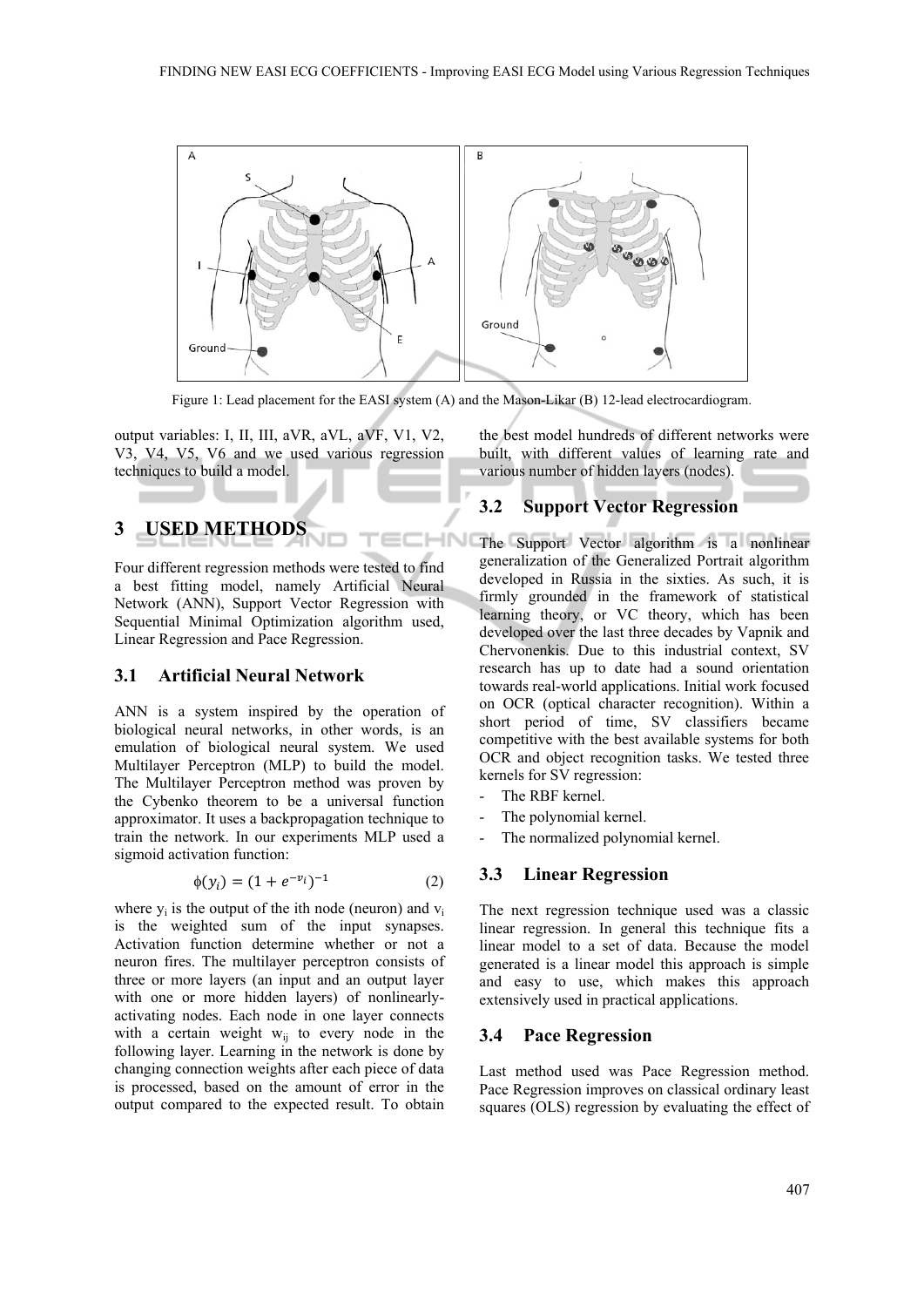Figure 1: Lead placement for the EASI system (A) and the Mason-Likar (B) 12-lead electrocardiogram.

output variables: I, II, III, aVR, aVL, aVF, V1, V2, V3, V4, V5, V6 and we used various regression techniques to build a model.

## 3 USED METHODS

Four different regression methods were tested to find a best fitting model, namely Artificial Neural Network (ANN), Support Vector Regression with Sequential Minimal Optimization algorithm used, Linear Regression and Pace Regression.

### 3.1 Artificial Neural Network

ANN is a system inspired by the operation of biological neural networks, in other words, is an emulation of biological neural system. We used Multilayer Perceptron (MLP) to build the model. The Multilayer Perceptron method was proven by the Cybenko theorem to be a universal function approximator. It uses a backpropagation technique to train the network. In our experiments MLP used a sigmoid activation function:

$$\phi(y_i) = (1 + e^{-v_i})^{-1} \tag{2}$$

where $y_i$ is the output of the ith node (neuron) and $v_i$ is the weighted sum of the input synapses. Activation function determine whether or not a neuron fires. The multilayer perceptron consists of three or more layers (an input and an output layer with one or more hidden layers) of nonlinearly-activating nodes. Each node in one layer connects with a certain weight $w_{ij}$ to every node in the following layer. Learning in the network is done by changing connection weights after each piece of data is processed, based on the amount of error in the output compared to the expected result. To obtain the best model hundreds of different networks were built, with different values of learning rate and various number of hidden layers (nodes).

### 3.2 Support Vector Regression

The Support Vector algorithm is a nonlinear generalization of the Generalized Portrait algorithm developed in Russia in the sixties. As such, it is firmly grounded in the framework of statistical learning theory, or VC theory, which has been developed over the last three decades by Vapnik and Chervonenkis. Due to this industrial context, SV research has up to date had a sound orientation towards real-world applications. Initial work focused on OCR (optical character recognition). Within a short period of time, SV classifiers became competitive with the best available systems for both OCR and object recognition tasks. We tested three kernels for SV regression:

- The RBF kernel.
- The polynomial kernel.
- The normalized polynomial kernel.

### 3.3 Linear Regression

The next regression technique used was a classic linear regression. In general this technique fits a linear model to a set of data. Because the model generated is a linear model this approach is simple and easy to use, which makes this approach extensively used in practical applications.

### 3.4 Pace Regression

Last method used was Pace Regression method. Pace Regression improves on classical ordinary least squares (OLS) regression by evaluating the effect of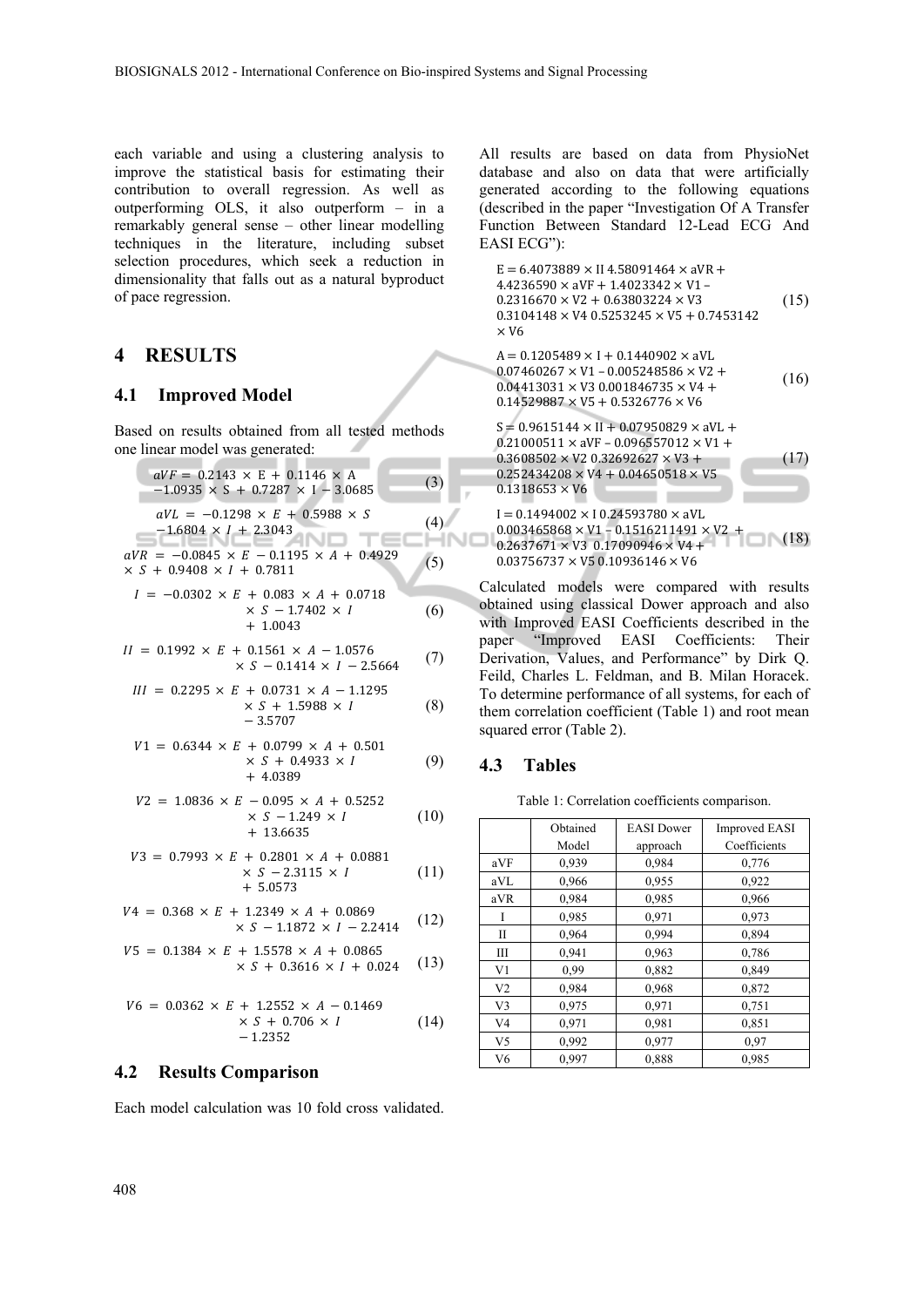each variable and using a clustering analysis to improve the statistical basis for estimating their contribution to overall regression. As well as outperforming OLS, it also outperform – in a remarkably general sense – other linear modelling techniques in the literature, including subset selection procedures, which seek a reduction in dimensionality that falls out as a natural byproduct of pace regression.

## 4 RESULTS

### 4.1 Improved Model

Based on results obtained from all tested methods one linear model was generated:

$$aVF = 0.2143 \times E + 0.1146 \times A - 1.0935 \times S + 0.7287 \times I - 3.0685 \tag{3}$$

$$aVL = -0.1298 \times E + 0.5988 \times S - 1.6804 \times I + 2.3043 \tag{4}$$

$$aVR = -0.0845 \times E - 0.1195 \times A + 0.4929 \times S + 0.9408 \times I + 0.7811 \tag{5}$$

$$I = -0.0302 \times E + 0.083 \times A + 0.0718 \times S - 1.7402 \times I + 1.0043 \tag{6}$$

$$II = 0.1992 \times E + 0.1561 \times A - 1.0576 \times S - 0.1414 \times I - 2.5664 \tag{7}$$

$$III = 0.2295 \times E + 0.0731 \times A - 1.1295 \times S + 1.5988 \times I - 3.5707 \tag{8}$$

$$V1 = 0.6344 \times E + 0.0799 \times A + 0.501 \times S + 0.4933 \times I + 4.0389 \tag{9}$$

$$V2 = 1.0836 \times E - 0.095 \times A + 0.5252 \times S - 1.249 \times I + 13.6635 \tag{10}$$

$$V3 = 0.7993 \times E + 0.2801 \times A + 0.0881 \times S - 2.3115 \times I + 5.0573 \tag{11}$$

$$V4 = 0.368 \times E + 1.2349 \times A + 0.0869 \times S - 1.1872 \times I - 2.2414 \tag{12}$$

$$V5 = 0.1384 \times E + 1.5578 \times A + 0.0865 \times S + 0.3616 \times I + 0.024 \tag{13}$$

$$V6 = 0.0362 \times E + 1.2552 \times A - 0.1469 \times S + 0.706 \times I - 1.2352 \tag{14}$$

### 4.2 Results Comparison

Each model calculation was 10 fold cross validated. All results are based on data from PhysioNet database and also on data that were artificially generated according to the following equations (described in the paper "Investigation Of A Transfer Function Between Standard 12-Lead ECG And EASI ECG"):

$$E = 6.4073889 \times II\ 4.58091464 \times aVR + 4.4236590 \times aVF + 1.4023342 \times V1 - 0.2316670 \times V2 + 0.63803224 \times V3\ 0.3104148 \times V4\ 0.5253245 \times V5 + 0.7453142 \times V6 \tag{15}$$

$$A = 0.1205489 \times I + 0.1440902 \times aVL\ 0.07460267 \times V1 - 0.005248586 \times V2 + 0.04413031 \times V3\ 0.001846735 \times V4 + 0.14529887 \times V5 + 0.5326776 \times V6 \tag{16}$$

$$S = 0.9615144 \times II + 0.07950829 \times aVL + 0.21000511 \times aVF - 0.096557012 \times V1 + 0.3608502 \times V2\ 0.32692627 \times V3 + 0.252434208 \times V4 + 0.04650518 \times V5\ 0.1318653 \times V6 \tag{17}$$

$$I = 0.1494002 \times I\ 0.24593780 \times aVL\ 0.003465868 \times V1 - 0.1516211491 \times V2 + 0.2637671 \times V3\ 0.17090946 \times V4 + 0.03756737 \times V5\ 0.10936146 \times V6 \tag{18}$$

Calculated models were compared with results obtained using classical Dower approach and also with Improved EASI Coefficients described in the paper "Improved EASI Coefficients: Their Derivation, Values, and Performance" by Dirk Q. Feild, Charles L. Feldman, and B. Milan Horacek. To determine performance of all systems, for each of them correlation coefficient (Table 1) and root mean squared error (Table 2).

### 4.3 Tables

Table 1: Correlation coefficients comparison.

| | Obtained Model | EASI Dower approach | Improved EASI Coefficients |
|---|---|---|---|
| aVF | 0,939 | 0,984 | 0,776 |
| aVL | 0,966 | 0,955 | 0,922 |
| aVR | 0,984 | 0,985 | 0,966 |
| I | 0,985 | 0,971 | 0,973 |
| II | 0,964 | 0,994 | 0,894 |
| III | 0,941 | 0,963 | 0,786 |
| V1 | 0,99 | 0,882 | 0,849 |
| V2 | 0,984 | 0,968 | 0,872 |
| V3 | 0,975 | 0,971 | 0,751 |
| V4 | 0,971 | 0,981 | 0,851 |
| V5 | 0,992 | 0,977 | 0,97 |
| V6 | 0,997 | 0,888 | 0,985 |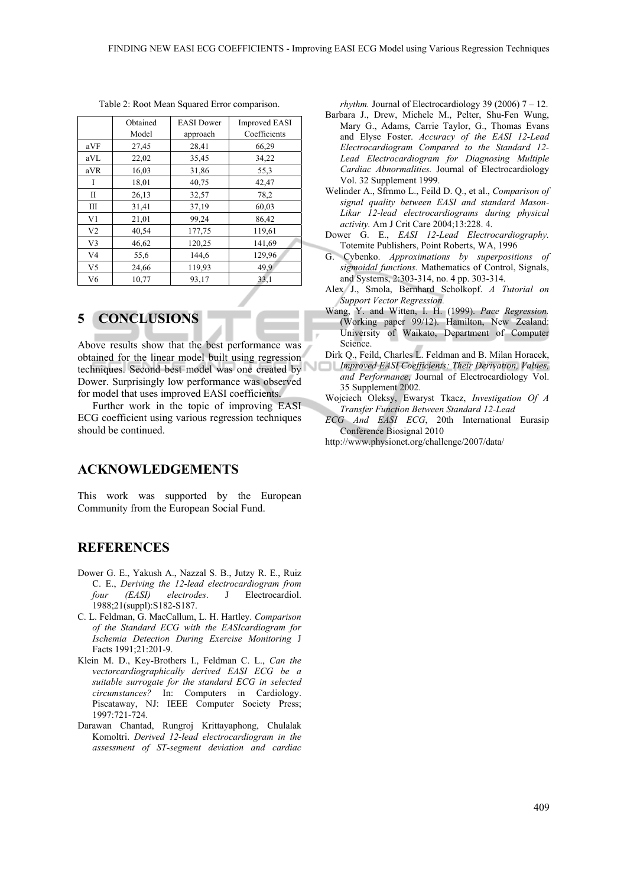Table 2: Root Mean Squared Error comparison.

| | Obtained Model | EASI Dower approach | Improved EASI Coefficients |
|---|---|---|---|
| aVF | 27,45 | 28,41 | 66,29 |
| aVL | 22,02 | 35,45 | 34,22 |
| aVR | 16,03 | 31,86 | 55,3 |
| I | 18,01 | 40,75 | 42,47 |
| II | 26,13 | 32,57 | 78,2 |
| III | 31,41 | 37,19 | 60,03 |
| V1 | 21,01 | 99,24 | 86,42 |
| V2 | 40,54 | 177,75 | 119,61 |
| V3 | 46,62 | 120,25 | 141,69 |
| V4 | 55,6 | 144,6 | 129,96 |
| V5 | 24,66 | 119,93 | 49,9 |
| V6 | 10,77 | 93,17 | 33,1 |

## 5 CONCLUSIONS

Above results show that the best performance was obtained for the linear model built using regression techniques. Second best model was one created by Dower. Surprisingly low performance was observed for model that uses improved EASI coefficients.

Further work in the topic of improving EASI ECG coefficient using various regression techniques should be continued.

## ACKNOWLEDGEMENTS

This work was supported by the European Community from the European Social Fund.

## REFERENCES

Dower G. E., Yakush A., Nazzal S. B., Jutzy R. E., Ruiz C. E., *Deriving the 12-lead electrocardiogram from four (EASI) electrodes*. J Electrocardiol. 1988;21(suppl):S182-S187.

C. L. Feldman, G. MacCallum, L. H. Hartley. *Comparison of the Standard ECG with the EASIcardiogram for Ischemia Detection During Exercise Monitoring* J Facts 1991;21:201-9.

Klein M. D., Key-Brothers I., Feldman C. L., *Can the vectorcardiographically derived EASI ECG be a suitable surrogate for the standard ECG in selected circumstances?* In: Computers in Cardiology. Piscataway, NJ: IEEE Computer Society Press; 1997:721-724.

Darawan Chantad, Rungroj Krittayaphong, Chulalak Komoltri. *Derived 12-lead electrocardiogram in the assessment of ST-segment deviation and cardiac rhythm.* Journal of Electrocardiology 39 (2006) 7 – 12.

Barbara J., Drew, Michele M., Pelter, Shu-Fen Wung, Mary G., Adams, Carrie Taylor, G., Thomas Evans and Elyse Foster. *Accuracy of the EASI 12-Lead Electrocardiogram Compared to the Standard 12-Lead Electrocardiogram for Diagnosing Multiple Cardiac Abnormalities.* Journal of Electrocardiology Vol. 32 Supplement 1999.

Welinder A., Sfrnmo L., Feild D. Q., et al., *Comparison of signal quality between EASI and standard Mason-Likar 12-lead electrocardiograms during physical activity.* Am J Crit Care 2004;13:228. 4.

Dower G. E., *EASI 12-Lead Electrocardiography.* Totemite Publishers, Point Roberts, WA, 1996

G. Cybenko. *Approximations by superpositions of sigmoidal functions.* Mathematics of Control, Signals, and Systems, 2:303-314, no. 4 pp. 303-314.

Alex J., Smola, Bernhard Scholkopf. *A Tutorial on Support Vector Regression.*

Wang, Y. and Witten, I. H. (1999). *Pace Regression.* (Working paper 99/12). Hamilton, New Zealand: University of Waikato, Department of Computer Science.

Dirk Q., Feild, Charles L. Feldman and B. Milan Horacek, *Improved EASI Coefficients: Their Derivation, Values, and Performance*, Journal of Electrocardiology Vol. 35 Supplement 2002.

Wojciech Oleksy, Ewaryst Tkacz, *Investigation Of A Transfer Function Between Standard 12-Lead ECG And EASI ECG*, 20th International Eurasip Conference Biosignal 2010

http://www.physionet.org/challenge/2007/data/